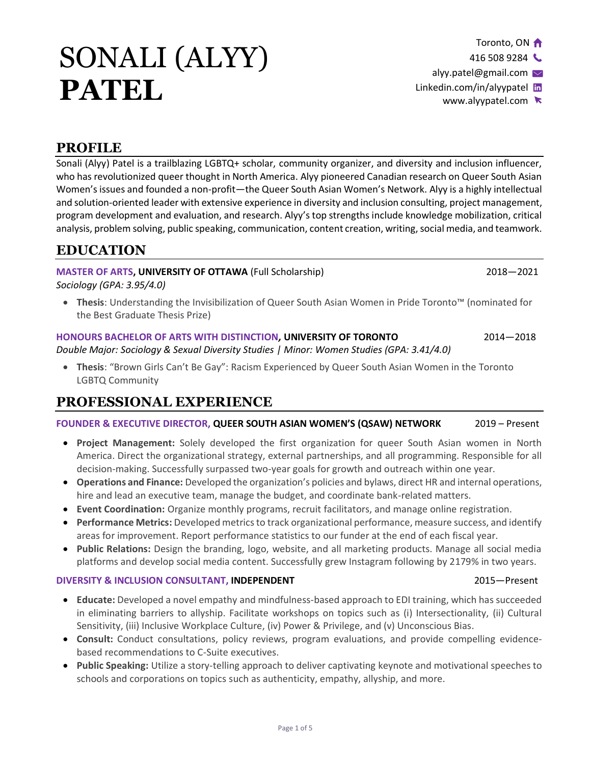# SONALI (ALYY) **PATEL**

Toronto, ON
416 508 9284
alyy.patel@gmail.com
Linkedin.com/in/alyypatel
www.alyypatel.com

## PROFILE

Sonali (Alyy) Patel is a trailblazing LGBTQ+ scholar, community organizer, and diversity and inclusion influencer, who has revolutionized queer thought in North America. Alyy pioneered Canadian research on Queer South Asian Women's issues and founded a non-profit—the Queer South Asian Women's Network. Alyy is a highly intellectual and solution-oriented leader with extensive experience in diversity and inclusion consulting, project management, program development and evaluation, and research. Alyy's top strengths include knowledge mobilization, critical analysis, problem solving, public speaking, communication, content creation, writing, social media, and teamwork.

## EDUCATION

**MASTER OF ARTS, UNIVERSITY OF OTTAWA** (Full Scholarship) 2018—2021
*Sociology (GPA: 3.95/4.0)*

- **Thesis**: Understanding the Invisibilization of Queer South Asian Women in Pride Toronto™ (nominated for the Best Graduate Thesis Prize)

**HONOURS BACHELOR OF ARTS WITH DISTINCTION, UNIVERSITY OF TORONTO** 2014—2018
*Double Major: Sociology & Sexual Diversity Studies | Minor: Women Studies (GPA: 3.41/4.0)*

- **Thesis**: "Brown Girls Can't Be Gay": Racism Experienced by Queer South Asian Women in the Toronto LGBTQ Community

## PROFESSIONAL EXPERIENCE

**FOUNDER & EXECUTIVE DIRECTOR, QUEER SOUTH ASIAN WOMEN'S (QSAW) NETWORK** 2019 – Present

- **Project Management:** Solely developed the first organization for queer South Asian women in North America. Direct the organizational strategy, external partnerships, and all programming. Responsible for all decision-making. Successfully surpassed two-year goals for growth and outreach within one year.
- **Operations and Finance:** Developed the organization's policies and bylaws, direct HR and internal operations, hire and lead an executive team, manage the budget, and coordinate bank-related matters.
- **Event Coordination:** Organize monthly programs, recruit facilitators, and manage online registration.
- **Performance Metrics:** Developed metrics to track organizational performance, measure success, and identify areas for improvement. Report performance statistics to our funder at the end of each fiscal year.
- **Public Relations:** Design the branding, logo, website, and all marketing products. Manage all social media platforms and develop social media content. Successfully grew Instagram following by 2179% in two years.

**DIVERSITY & INCLUSION CONSULTANT, INDEPENDENT** 2015—Present

- **Educate:** Developed a novel empathy and mindfulness-based approach to EDI training, which has succeeded in eliminating barriers to allyship. Facilitate workshops on topics such as (i) Intersectionality, (ii) Cultural Sensitivity, (iii) Inclusive Workplace Culture, (iv) Power & Privilege, and (v) Unconscious Bias.
- **Consult:** Conduct consultations, policy reviews, program evaluations, and provide compelling evidence-based recommendations to C-Suite executives.
- **Public Speaking:** Utilize a story-telling approach to deliver captivating keynote and motivational speeches to schools and corporations on topics such as authenticity, empathy, allyship, and more.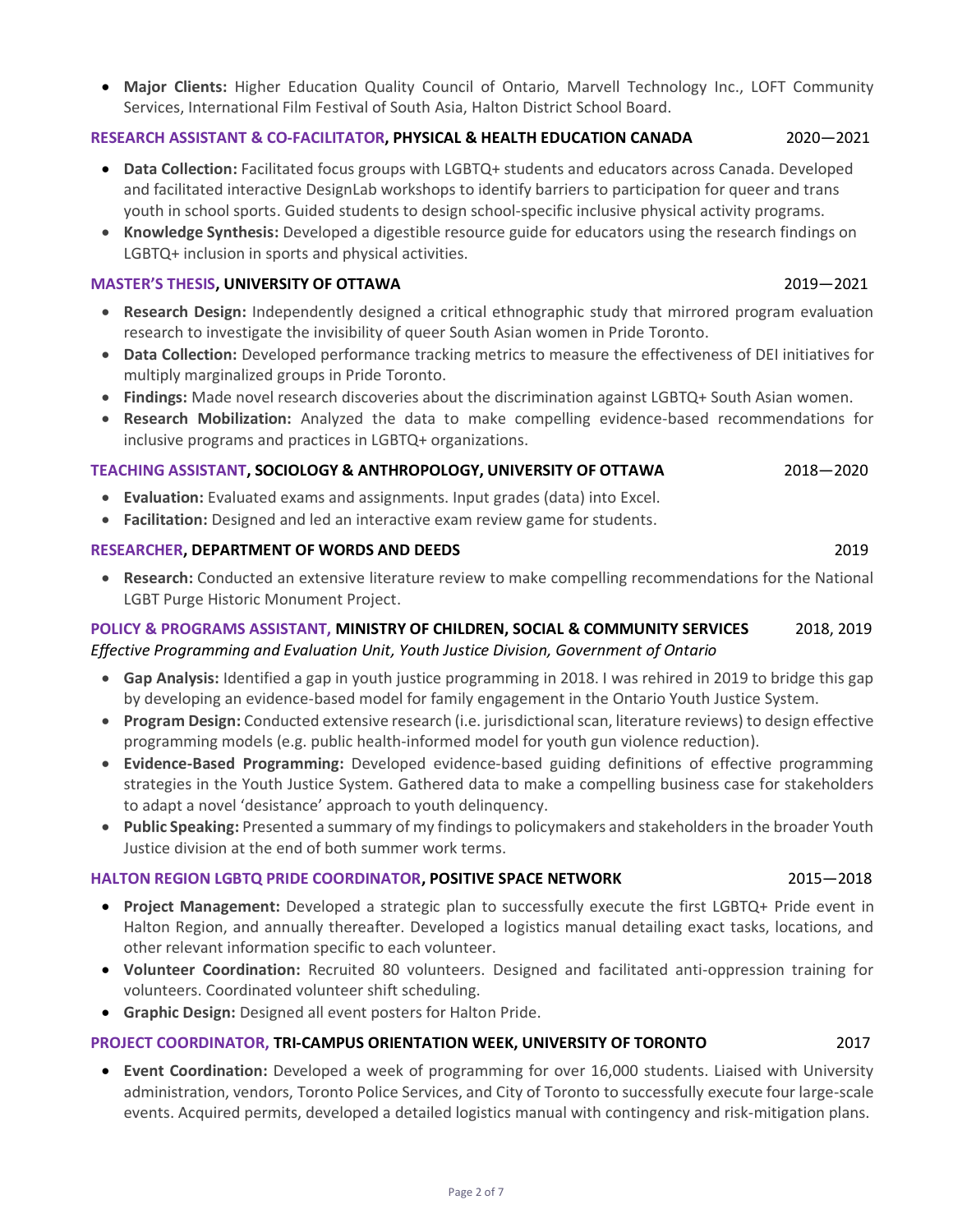- **Major Clients:** Higher Education Quality Council of Ontario, Marvell Technology Inc., LOFT Community Services, International Film Festival of South Asia, Halton District School Board.

### RESEARCH ASSISTANT & CO-FACILITATOR, PHYSICAL & HEALTH EDUCATION CANADA — 2020—2021

- **Data Collection:** Facilitated focus groups with LGBTQ+ students and educators across Canada. Developed and facilitated interactive DesignLab workshops to identify barriers to participation for queer and trans youth in school sports. Guided students to design school-specific inclusive physical activity programs.
- **Knowledge Synthesis:** Developed a digestible resource guide for educators using the research findings on LGBTQ+ inclusion in sports and physical activities.

### MASTER'S THESIS, UNIVERSITY OF OTTAWA — 2019—2021

- **Research Design:** Independently designed a critical ethnographic study that mirrored program evaluation research to investigate the invisibility of queer South Asian women in Pride Toronto.
- **Data Collection:** Developed performance tracking metrics to measure the effectiveness of DEI initiatives for multiply marginalized groups in Pride Toronto.
- **Findings:** Made novel research discoveries about the discrimination against LGBTQ+ South Asian women.
- **Research Mobilization:** Analyzed the data to make compelling evidence-based recommendations for inclusive programs and practices in LGBTQ+ organizations.

### TEACHING ASSISTANT, SOCIOLOGY & ANTHROPOLOGY, UNIVERSITY OF OTTAWA — 2018—2020

- **Evaluation:** Evaluated exams and assignments. Input grades (data) into Excel.
- **Facilitation:** Designed and led an interactive exam review game for students.

### RESEARCHER, DEPARTMENT OF WORDS AND DEEDS — 2019

- **Research:** Conducted an extensive literature review to make compelling recommendations for the National LGBT Purge Historic Monument Project.

### POLICY & PROGRAMS ASSISTANT, MINISTRY OF CHILDREN, SOCIAL & COMMUNITY SERVICES — 2018, 2019

*Effective Programming and Evaluation Unit, Youth Justice Division, Government of Ontario*

- **Gap Analysis:** Identified a gap in youth justice programming in 2018. I was rehired in 2019 to bridge this gap by developing an evidence-based model for family engagement in the Ontario Youth Justice System.
- **Program Design:** Conducted extensive research (i.e. jurisdictional scan, literature reviews) to design effective programming models (e.g. public health-informed model for youth gun violence reduction).
- **Evidence-Based Programming:** Developed evidence-based guiding definitions of effective programming strategies in the Youth Justice System. Gathered data to make a compelling business case for stakeholders to adapt a novel 'desistance' approach to youth delinquency.
- **Public Speaking:** Presented a summary of my findings to policymakers and stakeholders in the broader Youth Justice division at the end of both summer work terms.

### HALTON REGION LGBTQ PRIDE COORDINATOR, POSITIVE SPACE NETWORK — 2015—2018

- **Project Management:** Developed a strategic plan to successfully execute the first LGBTQ+ Pride event in Halton Region, and annually thereafter. Developed a logistics manual detailing exact tasks, locations, and other relevant information specific to each volunteer.
- **Volunteer Coordination:** Recruited 80 volunteers. Designed and facilitated anti-oppression training for volunteers. Coordinated volunteer shift scheduling.
- **Graphic Design:** Designed all event posters for Halton Pride.

### PROJECT COORDINATOR, TRI-CAMPUS ORIENTATION WEEK, UNIVERSITY OF TORONTO — 2017

- **Event Coordination:** Developed a week of programming for over 16,000 students. Liaised with University administration, vendors, Toronto Police Services, and City of Toronto to successfully execute four large-scale events. Acquired permits, developed a detailed logistics manual with contingency and risk-mitigation plans.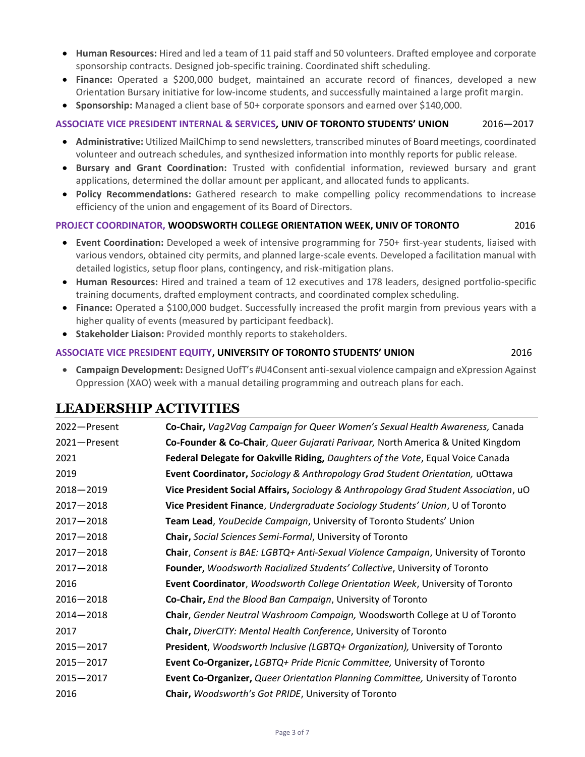- **Human Resources:** Hired and led a team of 11 paid staff and 50 volunteers. Drafted employee and corporate sponsorship contracts. Designed job-specific training. Coordinated shift scheduling.
- **Finance:** Operated a $200,000 budget, maintained an accurate record of finances, developed a new Orientation Bursary initiative for low-income students, and successfully maintained a large profit margin.
- **Sponsorship:** Managed a client base of 50+ corporate sponsors and earned over $140,000.

**ASSOCIATE VICE PRESIDENT INTERNAL & SERVICES, UNIV OF TORONTO STUDENTS' UNION** 2016—2017

- **Administrative:** Utilized MailChimp to send newsletters, transcribed minutes of Board meetings, coordinated volunteer and outreach schedules, and synthesized information into monthly reports for public release.
- **Bursary and Grant Coordination:** Trusted with confidential information, reviewed bursary and grant applications, determined the dollar amount per applicant, and allocated funds to applicants.
- **Policy Recommendations:** Gathered research to make compelling policy recommendations to increase efficiency of the union and engagement of its Board of Directors.

**PROJECT COORDINATOR, WOODSWORTH COLLEGE ORIENTATION WEEK, UNIV OF TORONTO** 2016

- **Event Coordination:** Developed a week of intensive programming for 750+ first-year students, liaised with various vendors, obtained city permits, and planned large-scale events. Developed a facilitation manual with detailed logistics, setup floor plans, contingency, and risk-mitigation plans.
- **Human Resources:** Hired and trained a team of 12 executives and 178 leaders, designed portfolio-specific training documents, drafted employment contracts, and coordinated complex scheduling.
- **Finance:** Operated a $100,000 budget. Successfully increased the profit margin from previous years with a higher quality of events (measured by participant feedback).
- **Stakeholder Liaison:** Provided monthly reports to stakeholders.

**ASSOCIATE VICE PRESIDENT EQUITY, UNIVERSITY OF TORONTO STUDENTS' UNION** 2016

- **Campaign Development:** Designed UofT's #U4Consent anti-sexual violence campaign and eXpression Against Oppression (XAO) week with a manual detailing programming and outreach plans for each.

## LEADERSHIP ACTIVITIES

| | |
|---|---|
| 2022—Present | **Co-Chair,** *Vag2Vag Campaign for Queer Women's Sexual Health Awareness,* Canada |
| 2021—Present | **Co-Founder & Co-Chair**, *Queer Gujarati Parivaar,* North America & United Kingdom |
| 2021 | **Federal Delegate for Oakville Riding,** *Daughters of the Vote*, Equal Voice Canada |
| 2019 | **Event Coordinator,** *Sociology & Anthropology Grad Student Orientation,* uOttawa |
| 2018—2019 | **Vice President Social Affairs,** *Sociology & Anthropology Grad Student Association*, uO |
| 2017—2018 | **Vice President Finance**, *Undergraduate Sociology Students' Union*, U of Toronto |
| 2017—2018 | **Team Lead**, *YouDecide Campaign*, University of Toronto Students' Union |
| 2017—2018 | **Chair,** *Social Sciences Semi-Formal*, University of Toronto |
| 2017—2018 | **Chair**, *Consent is BAE: LGBTQ+ Anti-Sexual Violence Campaign*, University of Toronto |
| 2017—2018 | **Founder,** *Woodsworth Racialized Students' Collective*, University of Toronto |
| 2016 | **Event Coordinator**, *Woodsworth College Orientation Week*, University of Toronto |
| 2016—2018 | **Co-Chair,** *End the Blood Ban Campaign*, University of Toronto |
| 2014—2018 | **Chair**, *Gender Neutral Washroom Campaign,* Woodsworth College at U of Toronto |
| 2017 | **Chair,** *DiverCITY: Mental Health Conference*, University of Toronto |
| 2015—2017 | **President**, *Woodsworth Inclusive (LGBTQ+ Organization),* University of Toronto |
| 2015—2017 | **Event Co-Organizer,** *LGBTQ+ Pride Picnic Committee,* University of Toronto |
| 2015—2017 | **Event Co-Organizer,** *Queer Orientation Planning Committee,* University of Toronto |
| 2016 | **Chair,** *Woodsworth's Got PRIDE*, University of Toronto |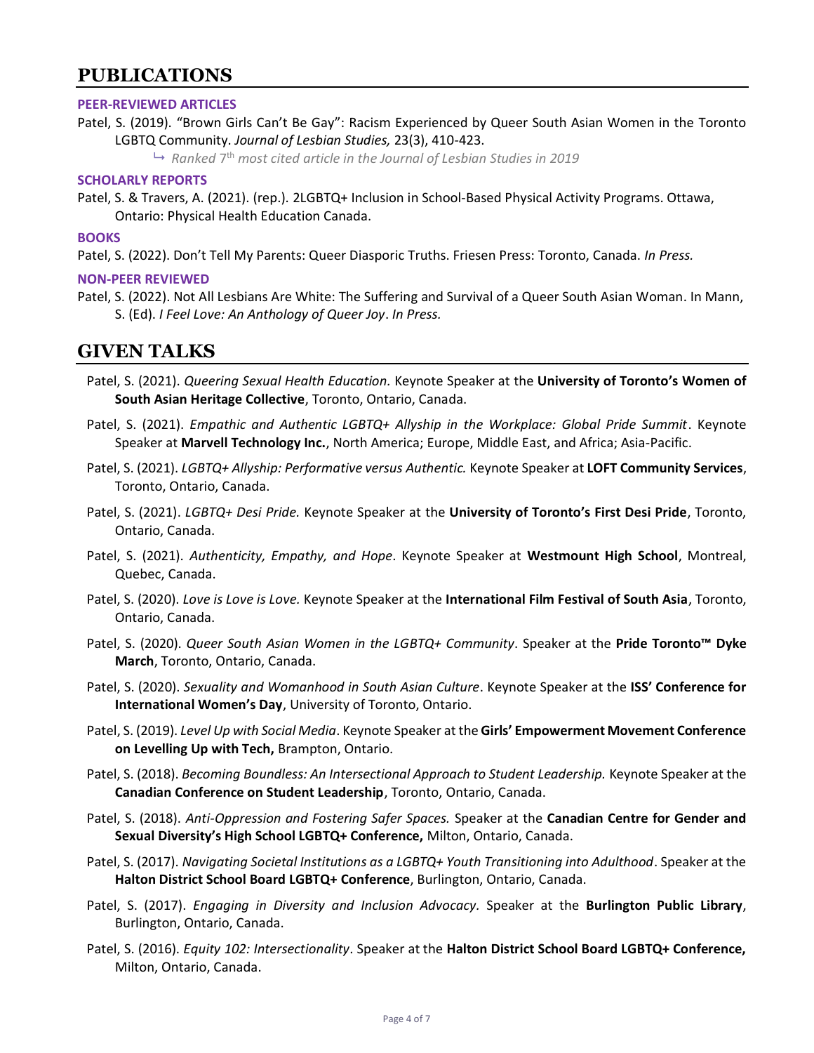# PUBLICATIONS

### PEER-REVIEWED ARTICLES

Patel, S. (2019). "Brown Girls Can't Be Gay": Racism Experienced by Queer South Asian Women in the Toronto LGBTQ Community. *Journal of Lesbian Studies,* 23(3), 410-423.

↳ *Ranked 7th most cited article in the Journal of Lesbian Studies in 2019*

### SCHOLARLY REPORTS

Patel, S. & Travers, A. (2021). (rep.). 2LGBTQ+ Inclusion in School-Based Physical Activity Programs. Ottawa, Ontario: Physical Health Education Canada.

### BOOKS

Patel, S. (2022). Don't Tell My Parents: Queer Diasporic Truths. Friesen Press: Toronto, Canada. *In Press.*

### NON-PEER REVIEWED

Patel, S. (2022). Not All Lesbians Are White: The Suffering and Survival of a Queer South Asian Woman. In Mann, S. (Ed). *I Feel Love: An Anthology of Queer Joy*. *In Press.*

# GIVEN TALKS

Patel, S. (2021). *Queering Sexual Health Education.* Keynote Speaker at the **University of Toronto's Women of South Asian Heritage Collective**, Toronto, Ontario, Canada.

Patel, S. (2021). *Empathic and Authentic LGBTQ+ Allyship in the Workplace: Global Pride Summit*. Keynote Speaker at **Marvell Technology Inc.**, North America; Europe, Middle East, and Africa; Asia-Pacific.

Patel, S. (2021). *LGBTQ+ Allyship: Performative versus Authentic.* Keynote Speaker at **LOFT Community Services**, Toronto, Ontario, Canada.

Patel, S. (2021). *LGBTQ+ Desi Pride.* Keynote Speaker at the **University of Toronto's First Desi Pride**, Toronto, Ontario, Canada.

Patel, S. (2021). *Authenticity, Empathy, and Hope*. Keynote Speaker at **Westmount High School**, Montreal, Quebec, Canada.

Patel, S. (2020). *Love is Love is Love.* Keynote Speaker at the **International Film Festival of South Asia**, Toronto, Ontario, Canada.

Patel, S. (2020). *Queer South Asian Women in the LGBTQ+ Community*. Speaker at the **Pride Toronto™ Dyke March**, Toronto, Ontario, Canada.

Patel, S. (2020). *Sexuality and Womanhood in South Asian Culture*. Keynote Speaker at the **ISS' Conference for International Women's Day**, University of Toronto, Ontario.

Patel, S. (2019). *Level Up with Social Media*. Keynote Speaker at the **Girls' Empowerment Movement Conference on Levelling Up with Tech,** Brampton, Ontario.

Patel, S. (2018). *Becoming Boundless: An Intersectional Approach to Student Leadership.* Keynote Speaker at the **Canadian Conference on Student Leadership**, Toronto, Ontario, Canada.

Patel, S. (2018). *Anti-Oppression and Fostering Safer Spaces.* Speaker at the **Canadian Centre for Gender and Sexual Diversity's High School LGBTQ+ Conference,** Milton, Ontario, Canada.

Patel, S. (2017). *Navigating Societal Institutions as a LGBTQ+ Youth Transitioning into Adulthood*. Speaker at the **Halton District School Board LGBTQ+ Conference**, Burlington, Ontario, Canada.

Patel, S. (2017). *Engaging in Diversity and Inclusion Advocacy.* Speaker at the **Burlington Public Library**, Burlington, Ontario, Canada.

Patel, S. (2016). *Equity 102: Intersectionality*. Speaker at the **Halton District School Board LGBTQ+ Conference,** Milton, Ontario, Canada.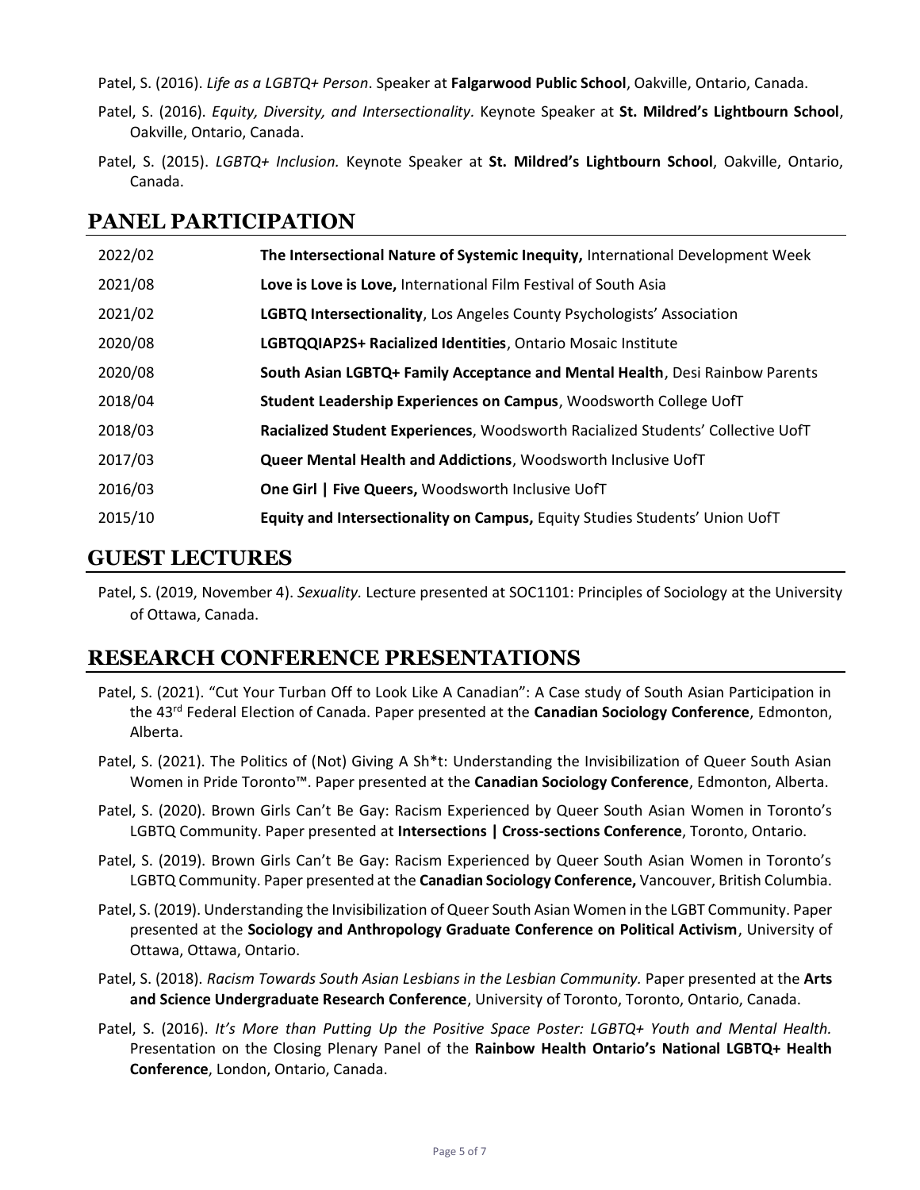Patel, S. (2016). *Life as a LGBTQ+ Person*. Speaker at **Falgarwood Public School**, Oakville, Ontario, Canada.

Patel, S. (2016). *Equity, Diversity, and Intersectionality.* Keynote Speaker at **St. Mildred's Lightbourn School**, Oakville, Ontario, Canada.

Patel, S. (2015). *LGBTQ+ Inclusion.* Keynote Speaker at **St. Mildred's Lightbourn School**, Oakville, Ontario, Canada.

## PANEL PARTICIPATION

| | |
|---|---|
| 2022/02 | **The Intersectional Nature of Systemic Inequity,** International Development Week |
| 2021/08 | **Love is Love is Love,** International Film Festival of South Asia |
| 2021/02 | **LGBTQ Intersectionality**, Los Angeles County Psychologists' Association |
| 2020/08 | **LGBTQQIAP2S+ Racialized Identities**, Ontario Mosaic Institute |
| 2020/08 | **South Asian LGBTQ+ Family Acceptance and Mental Health**, Desi Rainbow Parents |
| 2018/04 | **Student Leadership Experiences on Campus**, Woodsworth College UofT |
| 2018/03 | **Racialized Student Experiences**, Woodsworth Racialized Students' Collective UofT |
| 2017/03 | **Queer Mental Health and Addictions**, Woodsworth Inclusive UofT |
| 2016/03 | **One Girl \| Five Queers,** Woodsworth Inclusive UofT |
| 2015/10 | **Equity and Intersectionality on Campus,** Equity Studies Students' Union UofT |

## GUEST LECTURES

Patel, S. (2019, November 4). *Sexuality.* Lecture presented at SOC1101: Principles of Sociology at the University of Ottawa, Canada.

## RESEARCH CONFERENCE PRESENTATIONS

Patel, S. (2021). "Cut Your Turban Off to Look Like A Canadian": A Case study of South Asian Participation in the 43rd Federal Election of Canada. Paper presented at the **Canadian Sociology Conference**, Edmonton, Alberta.

Patel, S. (2021). The Politics of (Not) Giving A Sh*t: Understanding the Invisibilization of Queer South Asian Women in Pride Toronto™. Paper presented at the **Canadian Sociology Conference**, Edmonton, Alberta.

Patel, S. (2020). Brown Girls Can't Be Gay: Racism Experienced by Queer South Asian Women in Toronto's LGBTQ Community. Paper presented at **Intersections | Cross-sections Conference**, Toronto, Ontario.

Patel, S. (2019). Brown Girls Can't Be Gay: Racism Experienced by Queer South Asian Women in Toronto's LGBTQ Community. Paper presented at the **Canadian Sociology Conference,** Vancouver, British Columbia.

Patel, S. (2019). Understanding the Invisibilization of Queer South Asian Women in the LGBT Community. Paper presented at the **Sociology and Anthropology Graduate Conference on Political Activism**, University of Ottawa, Ottawa, Ontario.

Patel, S. (2018). *Racism Towards South Asian Lesbians in the Lesbian Community.* Paper presented at the **Arts and Science Undergraduate Research Conference**, University of Toronto, Toronto, Ontario, Canada.

Patel, S. (2016). *It's More than Putting Up the Positive Space Poster: LGBTQ+ Youth and Mental Health.* Presentation on the Closing Plenary Panel of the **Rainbow Health Ontario's National LGBTQ+ Health Conference**, London, Ontario, Canada.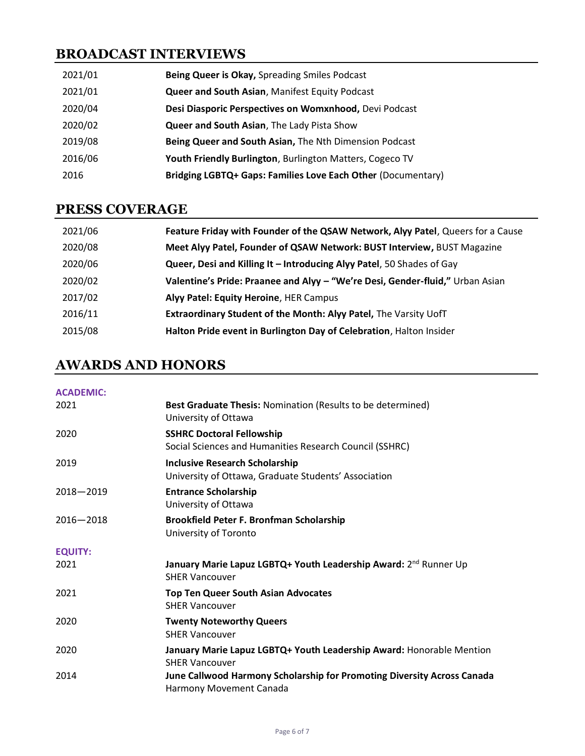## BROADCAST INTERVIEWS

| | |
|---|---|
| 2021/01 | **Being Queer is Okay,** Spreading Smiles Podcast |
| 2021/01 | **Queer and South Asian**, Manifest Equity Podcast |
| 2020/04 | **Desi Diasporic Perspectives on Womxnhood,** Devi Podcast |
| 2020/02 | **Queer and South Asian**, The Lady Pista Show |
| 2019/08 | **Being Queer and South Asian,** The Nth Dimension Podcast |
| 2016/06 | **Youth Friendly Burlington**, Burlington Matters, Cogeco TV |
| 2016 | **Bridging LGBTQ+ Gaps: Families Love Each Other** (Documentary) |

## PRESS COVERAGE

| | |
|---|---|
| 2021/06 | **Feature Friday with Founder of the QSAW Network, Alyy Patel**, Queers for a Cause |
| 2020/08 | **Meet Alyy Patel, Founder of QSAW Network: BUST Interview,** BUST Magazine |
| 2020/06 | **Queer, Desi and Killing It – Introducing Alyy Patel**, 50 Shades of Gay |
| 2020/02 | **Valentine's Pride: Praanee and Alyy – "We're Desi, Gender-fluid,"** Urban Asian |
| 2017/02 | **Alyy Patel: Equity Heroine**, HER Campus |
| 2016/11 | **Extraordinary Student of the Month: Alyy Patel,** The Varsity UofT |
| 2015/08 | **Halton Pride event in Burlington Day of Celebration**, Halton Insider |

## AWARDS AND HONORS

**ACADEMIC:**

| | |
|---|---|
| 2021 | **Best Graduate Thesis:** Nomination (Results to be determined)<br>University of Ottawa |
| 2020 | **SSHRC Doctoral Fellowship**<br>Social Sciences and Humanities Research Council (SSHRC) |
| 2019 | **Inclusive Research Scholarship**<br>University of Ottawa, Graduate Students' Association |
| 2018—2019 | **Entrance Scholarship**<br>University of Ottawa |
| 2016—2018 | **Brookfield Peter F. Bronfman Scholarship**<br>University of Toronto |

**EQUITY:**

| | |
|---|---|
| 2021 | **January Marie Lapuz LGBTQ+ Youth Leadership Award:** 2nd Runner Up<br>SHER Vancouver |
| 2021 | **Top Ten Queer South Asian Advocates**<br>SHER Vancouver |
| 2020 | **Twenty Noteworthy Queers**<br>SHER Vancouver |
| 2020 | **January Marie Lapuz LGBTQ+ Youth Leadership Award:** Honorable Mention<br>SHER Vancouver |
| 2014 | **June Callwood Harmony Scholarship for Promoting Diversity Across Canada**<br>Harmony Movement Canada |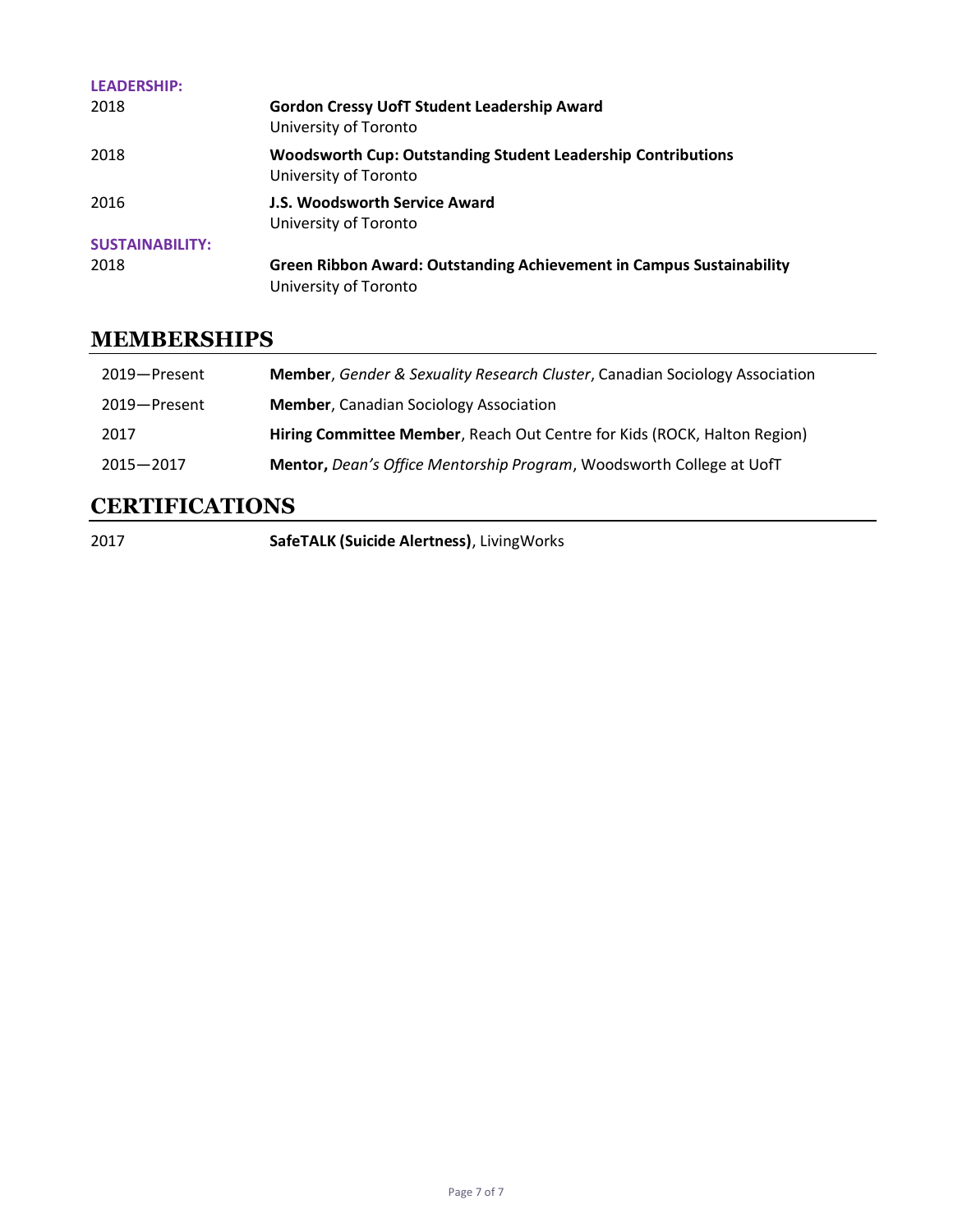**LEADERSHIP:**

| | |
|---|---|
| 2018 | **Gordon Cressy UofT Student Leadership Award**<br>University of Toronto |
| 2018 | **Woodsworth Cup: Outstanding Student Leadership Contributions**<br>University of Toronto |
| 2016 | **J.S. Woodsworth Service Award**<br>University of Toronto |

**SUSTAINABILITY:**

| | |
|---|---|
| 2018 | **Green Ribbon Award: Outstanding Achievement in Campus Sustainability**<br>University of Toronto |

## MEMBERSHIPS

| | |
|---|---|
| 2019—Present | **Member**, *Gender & Sexuality Research Cluster*, Canadian Sociology Association |
| 2019—Present | **Member**, Canadian Sociology Association |
| 2017 | **Hiring Committee Member**, Reach Out Centre for Kids (ROCK, Halton Region) |
| 2015—2017 | **Mentor,** *Dean's Office Mentorship Program*, Woodsworth College at UofT |

## CERTIFICATIONS

| | |
|---|---|
| 2017 | **SafeTALK (Suicide Alertness)**, LivingWorks |